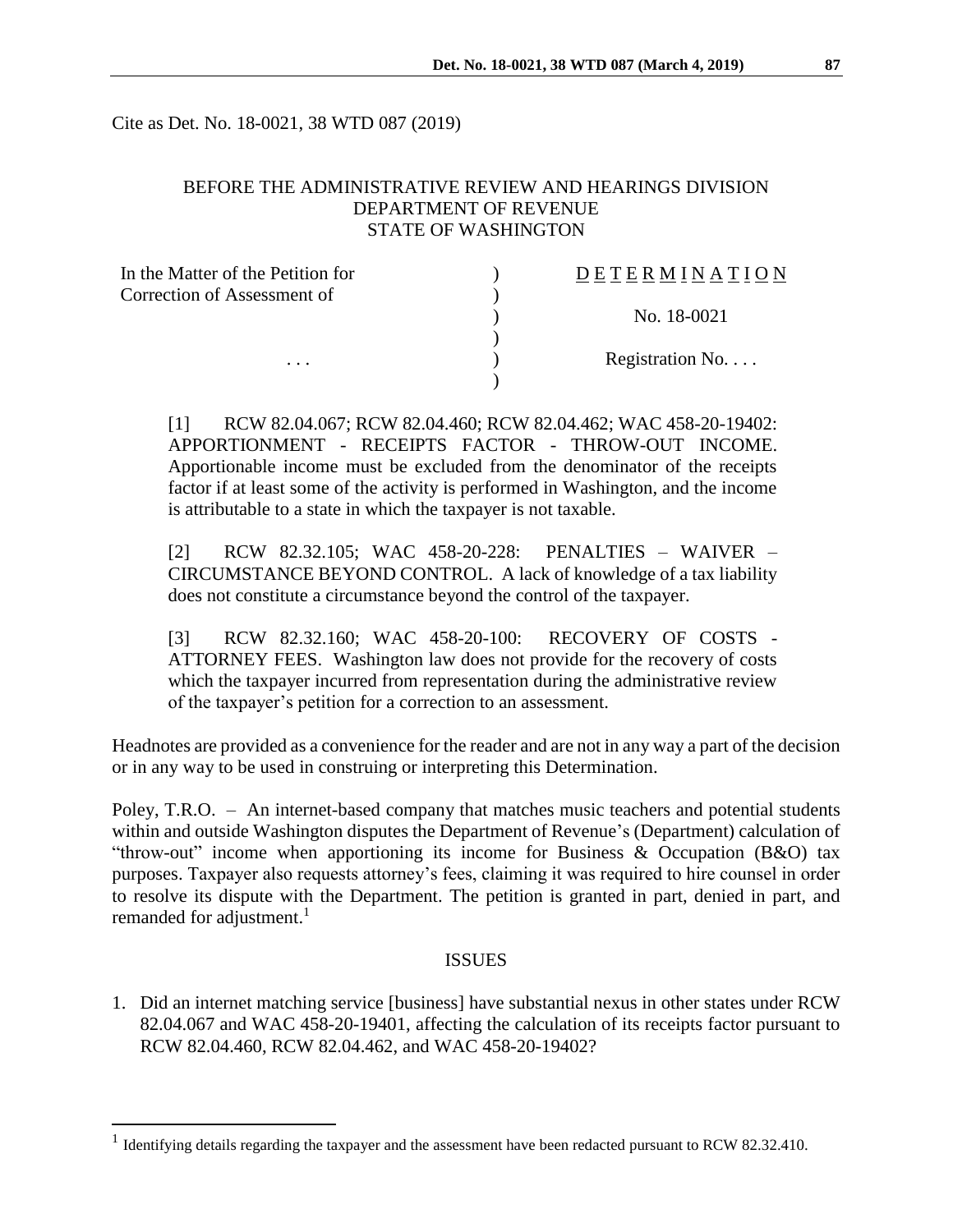Cite as Det. No. 18-0021, 38 WTD 087 (2019)

BEFORE THE ADMINISTRATIVE REVIEW AND HEARINGS DIVISION
DEPARTMENT OF REVENUE
STATE OF WASHINGTON

| In the Matter of the Petition for Correction of Assessment of | ) | DETERMINATION |
|---|---|---|
| | ) | No. 18-0021 |
| . . . | ) | Registration No. . . . |

[1] RCW 82.04.067; RCW 82.04.460; RCW 82.04.462; WAC 458-20-19402: APPORTIONMENT - RECEIPTS FACTOR - THROW-OUT INCOME. Apportionable income must be excluded from the denominator of the receipts factor if at least some of the activity is performed in Washington, and the income is attributable to a state in which the taxpayer is not taxable.

[2] RCW 82.32.105; WAC 458-20-228: PENALTIES – WAIVER – CIRCUMSTANCE BEYOND CONTROL. A lack of knowledge of a tax liability does not constitute a circumstance beyond the control of the taxpayer.

[3] RCW 82.32.160; WAC 458-20-100: RECOVERY OF COSTS - ATTORNEY FEES. Washington law does not provide for the recovery of costs which the taxpayer incurred from representation during the administrative review of the taxpayer's petition for a correction to an assessment.

Headnotes are provided as a convenience for the reader and are not in any way a part of the decision or in any way to be used in construing or interpreting this Determination.

Poley, T.R.O. – An internet-based company that matches music teachers and potential students within and outside Washington disputes the Department of Revenue's (Department) calculation of "throw-out" income when apportioning its income for Business & Occupation (B&O) tax purposes. Taxpayer also requests attorney's fees, claiming it was required to hire counsel in order to resolve its dispute with the Department. The petition is granted in part, denied in part, and remanded for adjustment.[1]

## ISSUES

1. Did an internet matching service [business] have substantial nexus in other states under RCW 82.04.067 and WAC 458-20-19401, affecting the calculation of its receipts factor pursuant to RCW 82.04.460, RCW 82.04.462, and WAC 458-20-19402?

[1] Identifying details regarding the taxpayer and the assessment have been redacted pursuant to RCW 82.32.410.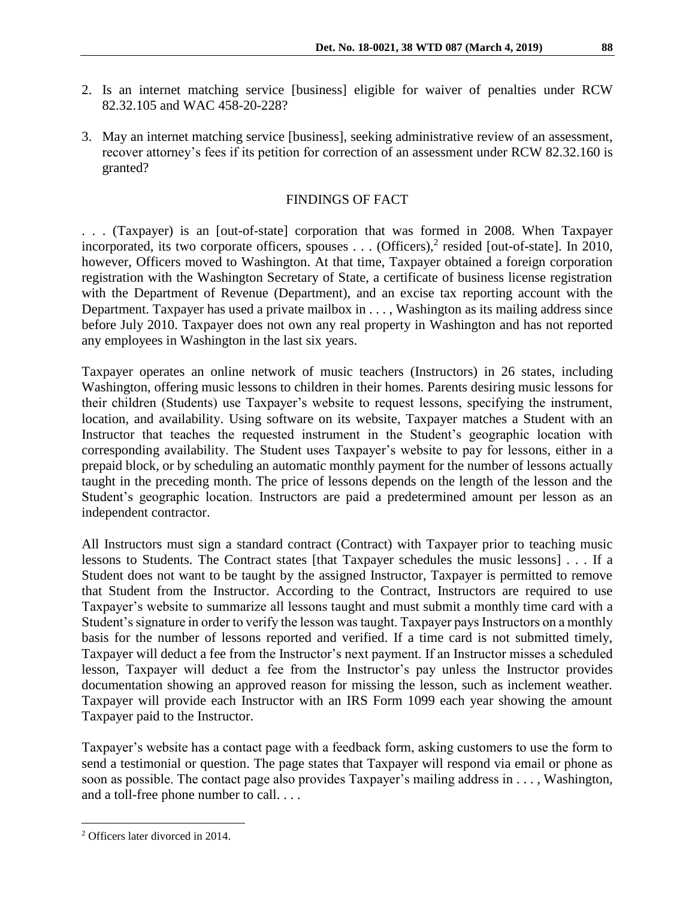2. Is an internet matching service [business] eligible for waiver of penalties under RCW 82.32.105 and WAC 458-20-228?

3. May an internet matching service [business], seeking administrative review of an assessment, recover attorney's fees if its petition for correction of an assessment under RCW 82.32.160 is granted?

## FINDINGS OF FACT

. . . (Taxpayer) is an [out-of-state] corporation that was formed in 2008. When Taxpayer incorporated, its two corporate officers, spouses . . . (Officers),[2] resided [out-of-state]. In 2010, however, Officers moved to Washington. At that time, Taxpayer obtained a foreign corporation registration with the Washington Secretary of State, a certificate of business license registration with the Department of Revenue (Department), and an excise tax reporting account with the Department. Taxpayer has used a private mailbox in . . . , Washington as its mailing address since before July 2010. Taxpayer does not own any real property in Washington and has not reported any employees in Washington in the last six years.

Taxpayer operates an online network of music teachers (Instructors) in 26 states, including Washington, offering music lessons to children in their homes. Parents desiring music lessons for their children (Students) use Taxpayer's website to request lessons, specifying the instrument, location, and availability. Using software on its website, Taxpayer matches a Student with an Instructor that teaches the requested instrument in the Student's geographic location with corresponding availability. The Student uses Taxpayer's website to pay for lessons, either in a prepaid block, or by scheduling an automatic monthly payment for the number of lessons actually taught in the preceding month. The price of lessons depends on the length of the lesson and the Student's geographic location. Instructors are paid a predetermined amount per lesson as an independent contractor.

All Instructors must sign a standard contract (Contract) with Taxpayer prior to teaching music lessons to Students. The Contract states [that Taxpayer schedules the music lessons] . . . If a Student does not want to be taught by the assigned Instructor, Taxpayer is permitted to remove that Student from the Instructor. According to the Contract, Instructors are required to use Taxpayer's website to summarize all lessons taught and must submit a monthly time card with a Student's signature in order to verify the lesson was taught. Taxpayer pays Instructors on a monthly basis for the number of lessons reported and verified. If a time card is not submitted timely, Taxpayer will deduct a fee from the Instructor's next payment. If an Instructor misses a scheduled lesson, Taxpayer will deduct a fee from the Instructor's pay unless the Instructor provides documentation showing an approved reason for missing the lesson, such as inclement weather. Taxpayer will provide each Instructor with an IRS Form 1099 each year showing the amount Taxpayer paid to the Instructor.

Taxpayer's website has a contact page with a feedback form, asking customers to use the form to send a testimonial or question. The page states that Taxpayer will respond via email or phone as soon as possible. The contact page also provides Taxpayer's mailing address in . . . , Washington, and a toll-free phone number to call. . . .

---

[2] Officers later divorced in 2014.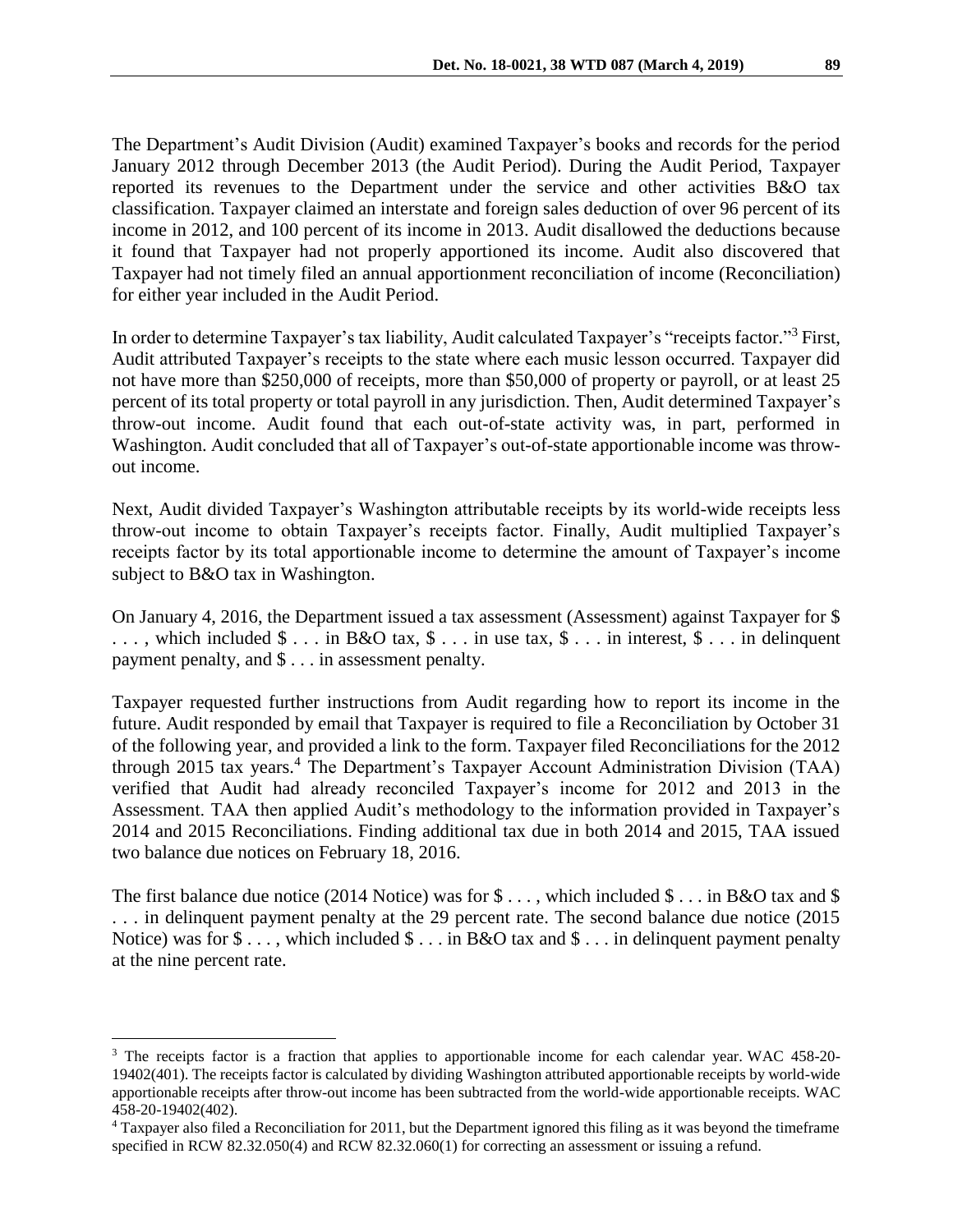The Department's Audit Division (Audit) examined Taxpayer's books and records for the period January 2012 through December 2013 (the Audit Period). During the Audit Period, Taxpayer reported its revenues to the Department under the service and other activities B&O tax classification. Taxpayer claimed an interstate and foreign sales deduction of over 96 percent of its income in 2012, and 100 percent of its income in 2013. Audit disallowed the deductions because it found that Taxpayer had not properly apportioned its income. Audit also discovered that Taxpayer had not timely filed an annual apportionment reconciliation of income (Reconciliation) for either year included in the Audit Period.

In order to determine Taxpayer's tax liability, Audit calculated Taxpayer's "receipts factor."[3] First, Audit attributed Taxpayer's receipts to the state where each music lesson occurred. Taxpayer did not have more than $250,000 of receipts, more than $50,000 of property or payroll, or at least 25 percent of its total property or total payroll in any jurisdiction. Then, Audit determined Taxpayer's throw-out income. Audit found that each out-of-state activity was, in part, performed in Washington. Audit concluded that all of Taxpayer's out-of-state apportionable income was throw-out income.

Next, Audit divided Taxpayer's Washington attributable receipts by its world-wide receipts less throw-out income to obtain Taxpayer's receipts factor. Finally, Audit multiplied Taxpayer's receipts factor by its total apportionable income to determine the amount of Taxpayer's income subject to B&O tax in Washington.

On January 4, 2016, the Department issued a tax assessment (Assessment) against Taxpayer for $ . . . , which included $ . . . in B&O tax, $ . . . in use tax, $ . . . in interest, $ . . . in delinquent payment penalty, and $ . . . in assessment penalty.

Taxpayer requested further instructions from Audit regarding how to report its income in the future. Audit responded by email that Taxpayer is required to file a Reconciliation by October 31 of the following year, and provided a link to the form. Taxpayer filed Reconciliations for the 2012 through 2015 tax years.[4] The Department's Taxpayer Account Administration Division (TAA) verified that Audit had already reconciled Taxpayer's income for 2012 and 2013 in the Assessment. TAA then applied Audit's methodology to the information provided in Taxpayer's 2014 and 2015 Reconciliations. Finding additional tax due in both 2014 and 2015, TAA issued two balance due notices on February 18, 2016.

The first balance due notice (2014 Notice) was for $ . . . , which included $ . . . in B&O tax and $ . . . in delinquent payment penalty at the 29 percent rate. The second balance due notice (2015 Notice) was for $ . . . , which included $ . . . in B&O tax and $ . . . in delinquent payment penalty at the nine percent rate.

---

[3] The receipts factor is a fraction that applies to apportionable income for each calendar year. WAC 458-20-19402(401). The receipts factor is calculated by dividing Washington attributed apportionable receipts by world-wide apportionable receipts after throw-out income has been subtracted from the world-wide apportionable receipts. WAC 458-20-19402(402).

[4] Taxpayer also filed a Reconciliation for 2011, but the Department ignored this filing as it was beyond the timeframe specified in RCW 82.32.050(4) and RCW 82.32.060(1) for correcting an assessment or issuing a refund.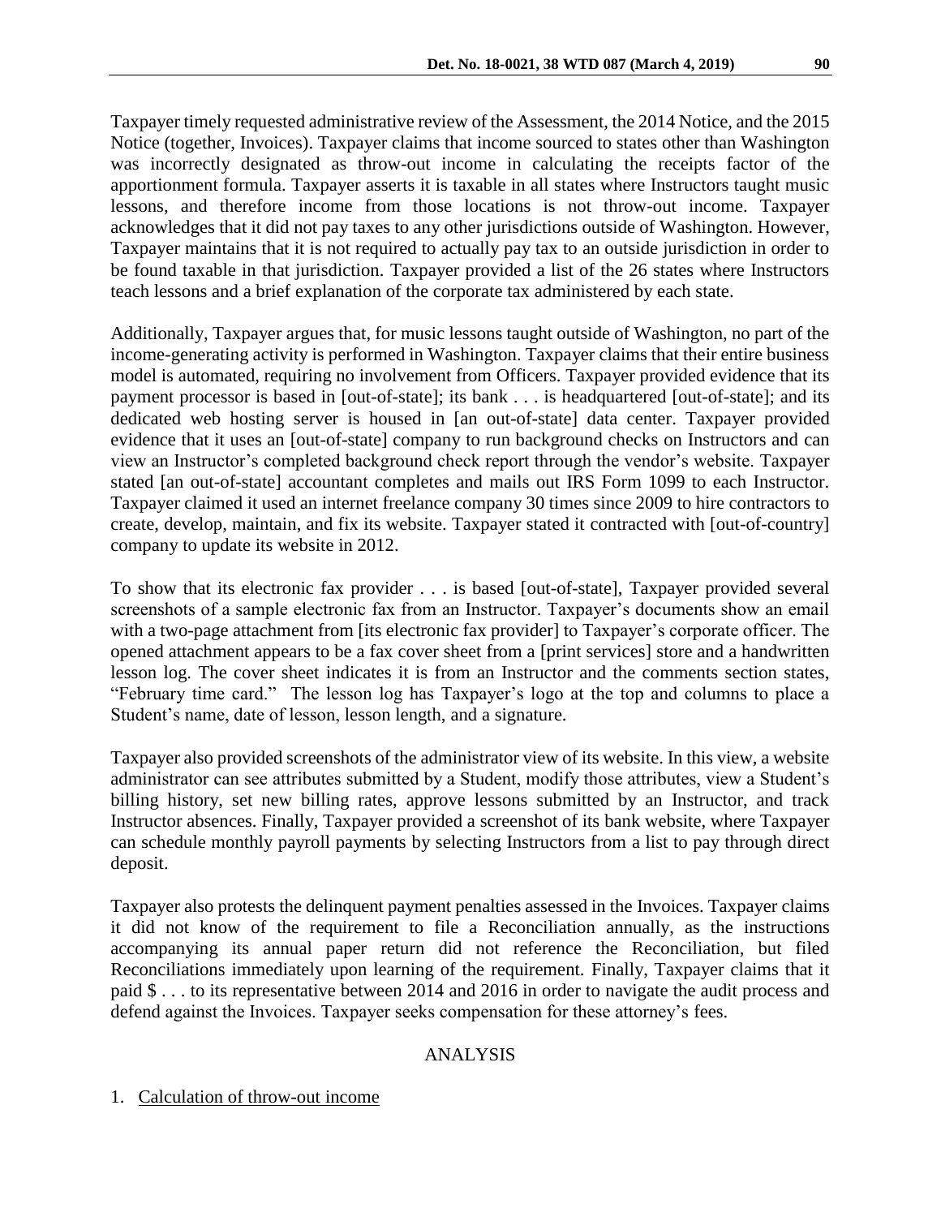Taxpayer timely requested administrative review of the Assessment, the 2014 Notice, and the 2015 Notice (together, Invoices). Taxpayer claims that income sourced to states other than Washington was incorrectly designated as throw-out income in calculating the receipts factor of the apportionment formula. Taxpayer asserts it is taxable in all states where Instructors taught music lessons, and therefore income from those locations is not throw-out income. Taxpayer acknowledges that it did not pay taxes to any other jurisdictions outside of Washington. However, Taxpayer maintains that it is not required to actually pay tax to an outside jurisdiction in order to be found taxable in that jurisdiction. Taxpayer provided a list of the 26 states where Instructors teach lessons and a brief explanation of the corporate tax administered by each state.

Additionally, Taxpayer argues that, for music lessons taught outside of Washington, no part of the income-generating activity is performed in Washington. Taxpayer claims that their entire business model is automated, requiring no involvement from Officers. Taxpayer provided evidence that its payment processor is based in [out-of-state]; its bank . . . is headquartered [out-of-state]; and its dedicated web hosting server is housed in [an out-of-state] data center. Taxpayer provided evidence that it uses an [out-of-state] company to run background checks on Instructors and can view an Instructor's completed background check report through the vendor's website. Taxpayer stated [an out-of-state] accountant completes and mails out IRS Form 1099 to each Instructor. Taxpayer claimed it used an internet freelance company 30 times since 2009 to hire contractors to create, develop, maintain, and fix its website. Taxpayer stated it contracted with [out-of-country] company to update its website in 2012.

To show that its electronic fax provider . . . is based [out-of-state], Taxpayer provided several screenshots of a sample electronic fax from an Instructor. Taxpayer's documents show an email with a two-page attachment from [its electronic fax provider] to Taxpayer's corporate officer. The opened attachment appears to be a fax cover sheet from a [print services] store and a handwritten lesson log. The cover sheet indicates it is from an Instructor and the comments section states, "February time card." The lesson log has Taxpayer's logo at the top and columns to place a Student's name, date of lesson, lesson length, and a signature.

Taxpayer also provided screenshots of the administrator view of its website. In this view, a website administrator can see attributes submitted by a Student, modify those attributes, view a Student's billing history, set new billing rates, approve lessons submitted by an Instructor, and track Instructor absences. Finally, Taxpayer provided a screenshot of its bank website, where Taxpayer can schedule monthly payroll payments by selecting Instructors from a list to pay through direct deposit.

Taxpayer also protests the delinquent payment penalties assessed in the Invoices. Taxpayer claims it did not know of the requirement to file a Reconciliation annually, as the instructions accompanying its annual paper return did not reference the Reconciliation, but filed Reconciliations immediately upon learning of the requirement. Finally, Taxpayer claims that it paid $ . . . to its representative between 2014 and 2016 in order to navigate the audit process and defend against the Invoices. Taxpayer seeks compensation for these attorney's fees.

## ANALYSIS

1. Calculation of throw-out income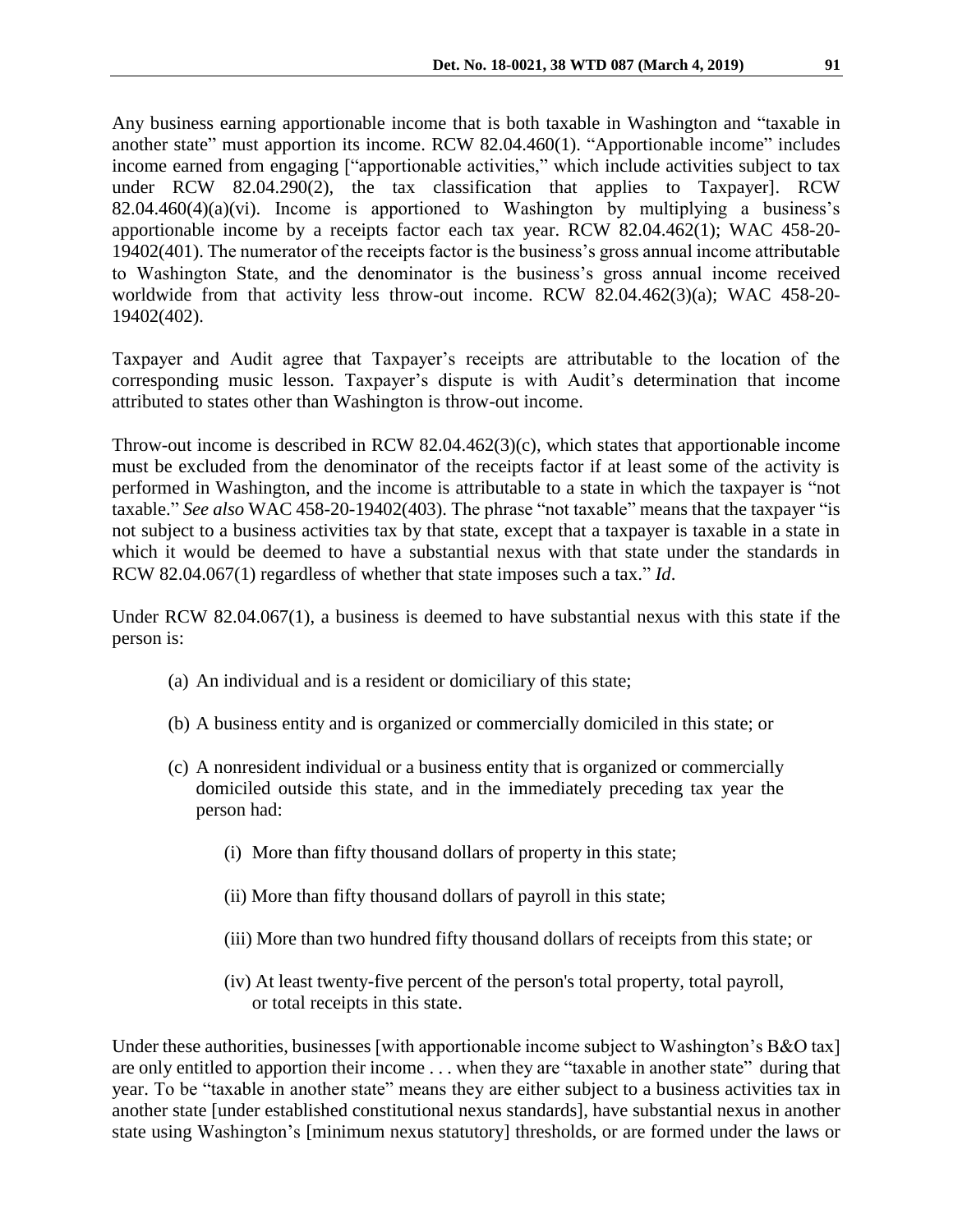Any business earning apportionable income that is both taxable in Washington and "taxable in another state" must apportion its income. RCW 82.04.460(1). "Apportionable income" includes income earned from engaging ["apportionable activities," which include activities subject to tax under RCW 82.04.290(2), the tax classification that applies to Taxpayer]. RCW 82.04.460(4)(a)(vi). Income is apportioned to Washington by multiplying a business's apportionable income by a receipts factor each tax year. RCW 82.04.462(1); WAC 458-20-19402(401). The numerator of the receipts factor is the business's gross annual income attributable to Washington State, and the denominator is the business's gross annual income received worldwide from that activity less throw-out income. RCW 82.04.462(3)(a); WAC 458-20-19402(402).

Taxpayer and Audit agree that Taxpayer's receipts are attributable to the location of the corresponding music lesson. Taxpayer's dispute is with Audit's determination that income attributed to states other than Washington is throw-out income.

Throw-out income is described in RCW 82.04.462(3)(c), which states that apportionable income must be excluded from the denominator of the receipts factor if at least some of the activity is performed in Washington, and the income is attributable to a state in which the taxpayer is "not taxable." *See also* WAC 458-20-19402(403). The phrase "not taxable" means that the taxpayer "is not subject to a business activities tax by that state, except that a taxpayer is taxable in a state in which it would be deemed to have a substantial nexus with that state under the standards in RCW 82.04.067(1) regardless of whether that state imposes such a tax." *Id*.

Under RCW 82.04.067(1), a business is deemed to have substantial nexus with this state if the person is:

> (a) An individual and is a resident or domiciliary of this state;
>
> (b) A business entity and is organized or commercially domiciled in this state; or
>
> (c) A nonresident individual or a business entity that is organized or commercially domiciled outside this state, and in the immediately preceding tax year the person had:
>
> > (i) More than fifty thousand dollars of property in this state;
> >
> > (ii) More than fifty thousand dollars of payroll in this state;
> >
> > (iii) More than two hundred fifty thousand dollars of receipts from this state; or
> >
> > (iv) At least twenty-five percent of the person's total property, total payroll, or total receipts in this state.

Under these authorities, businesses [with apportionable income subject to Washington's B&O tax] are only entitled to apportion their income . . . when they are "taxable in another state" during that year. To be "taxable in another state" means they are either subject to a business activities tax in another state [under established constitutional nexus standards], have substantial nexus in another state using Washington's [minimum nexus statutory] thresholds, or are formed under the laws or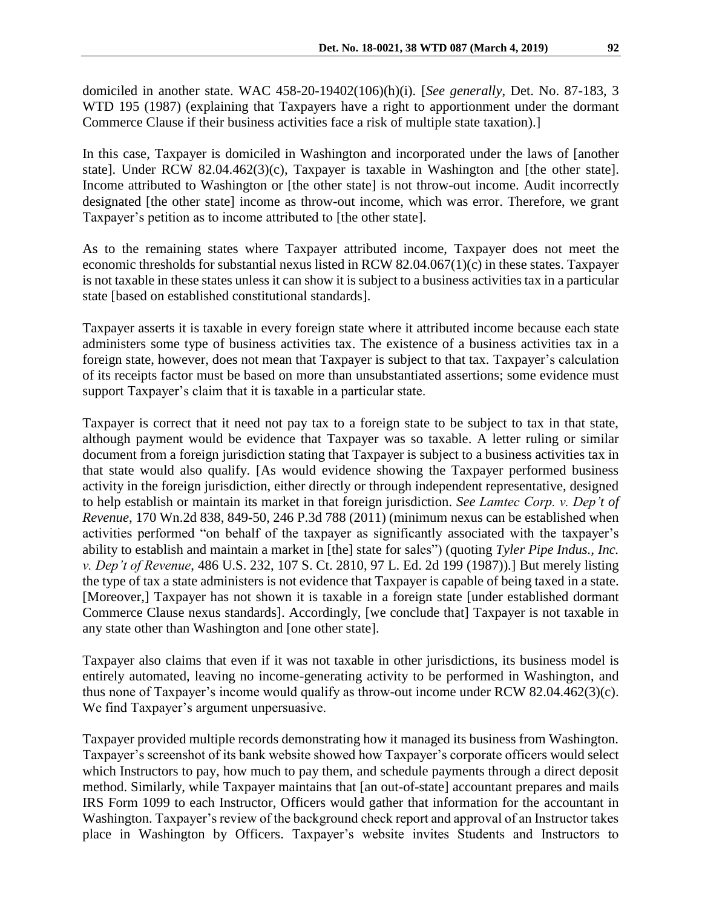domiciled in another state. WAC 458-20-19402(106)(h)(i). [*See generally*, Det. No. 87-183, 3 WTD 195 (1987) (explaining that Taxpayers have a right to apportionment under the dormant Commerce Clause if their business activities face a risk of multiple state taxation).]

In this case, Taxpayer is domiciled in Washington and incorporated under the laws of [another state]. Under RCW 82.04.462(3)(c), Taxpayer is taxable in Washington and [the other state]. Income attributed to Washington or [the other state] is not throw-out income. Audit incorrectly designated [the other state] income as throw-out income, which was error. Therefore, we grant Taxpayer's petition as to income attributed to [the other state].

As to the remaining states where Taxpayer attributed income, Taxpayer does not meet the economic thresholds for substantial nexus listed in RCW 82.04.067(1)(c) in these states. Taxpayer is not taxable in these states unless it can show it is subject to a business activities tax in a particular state [based on established constitutional standards].

Taxpayer asserts it is taxable in every foreign state where it attributed income because each state administers some type of business activities tax. The existence of a business activities tax in a foreign state, however, does not mean that Taxpayer is subject to that tax. Taxpayer's calculation of its receipts factor must be based on more than unsubstantiated assertions; some evidence must support Taxpayer's claim that it is taxable in a particular state.

Taxpayer is correct that it need not pay tax to a foreign state to be subject to tax in that state, although payment would be evidence that Taxpayer was so taxable. A letter ruling or similar document from a foreign jurisdiction stating that Taxpayer is subject to a business activities tax in that state would also qualify. [As would evidence showing the Taxpayer performed business activity in the foreign jurisdiction, either directly or through independent representative, designed to help establish or maintain its market in that foreign jurisdiction. *See Lamtec Corp. v. Dep't of Revenue*, 170 Wn.2d 838, 849-50, 246 P.3d 788 (2011) (minimum nexus can be established when activities performed "on behalf of the taxpayer as significantly associated with the taxpayer's ability to establish and maintain a market in [the] state for sales") (quoting *Tyler Pipe Indus., Inc. v. Dep't of Revenue*, 486 U.S. 232, 107 S. Ct. 2810, 97 L. Ed. 2d 199 (1987)).] But merely listing the type of tax a state administers is not evidence that Taxpayer is capable of being taxed in a state. [Moreover,] Taxpayer has not shown it is taxable in a foreign state [under established dormant Commerce Clause nexus standards]. Accordingly, [we conclude that] Taxpayer is not taxable in any state other than Washington and [one other state].

Taxpayer also claims that even if it was not taxable in other jurisdictions, its business model is entirely automated, leaving no income-generating activity to be performed in Washington, and thus none of Taxpayer's income would qualify as throw-out income under RCW 82.04.462(3)(c). We find Taxpayer's argument unpersuasive.

Taxpayer provided multiple records demonstrating how it managed its business from Washington. Taxpayer's screenshot of its bank website showed how Taxpayer's corporate officers would select which Instructors to pay, how much to pay them, and schedule payments through a direct deposit method. Similarly, while Taxpayer maintains that [an out-of-state] accountant prepares and mails IRS Form 1099 to each Instructor, Officers would gather that information for the accountant in Washington. Taxpayer's review of the background check report and approval of an Instructor takes place in Washington by Officers. Taxpayer's website invites Students and Instructors to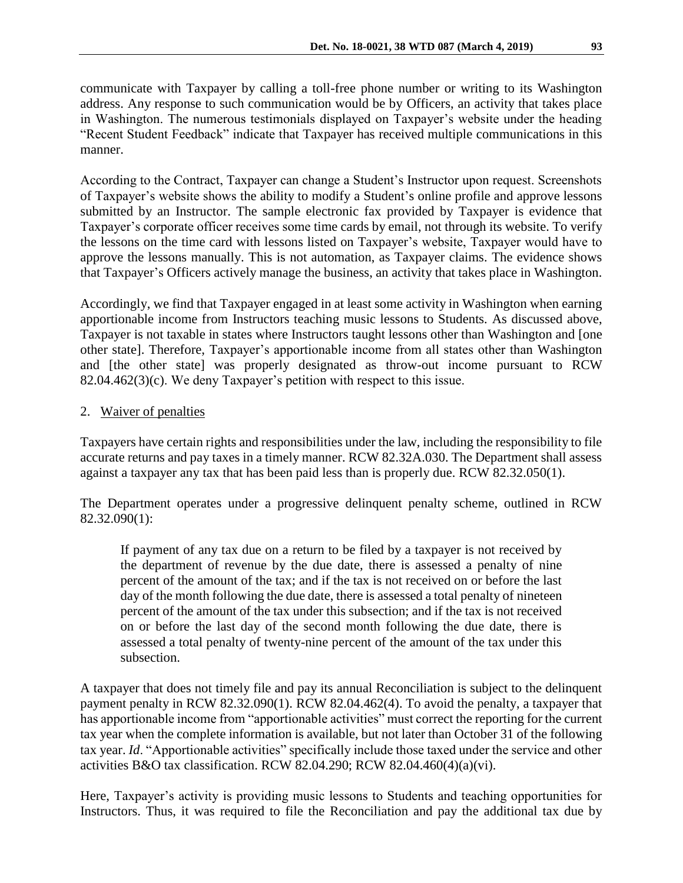communicate with Taxpayer by calling a toll-free phone number or writing to its Washington address. Any response to such communication would be by Officers, an activity that takes place in Washington. The numerous testimonials displayed on Taxpayer's website under the heading "Recent Student Feedback" indicate that Taxpayer has received multiple communications in this manner.

According to the Contract, Taxpayer can change a Student's Instructor upon request. Screenshots of Taxpayer's website shows the ability to modify a Student's online profile and approve lessons submitted by an Instructor. The sample electronic fax provided by Taxpayer is evidence that Taxpayer's corporate officer receives some time cards by email, not through its website. To verify the lessons on the time card with lessons listed on Taxpayer's website, Taxpayer would have to approve the lessons manually. This is not automation, as Taxpayer claims. The evidence shows that Taxpayer's Officers actively manage the business, an activity that takes place in Washington.

Accordingly, we find that Taxpayer engaged in at least some activity in Washington when earning apportionable income from Instructors teaching music lessons to Students. As discussed above, Taxpayer is not taxable in states where Instructors taught lessons other than Washington and [one other state]. Therefore, Taxpayer's apportionable income from all states other than Washington and [the other state] was properly designated as throw-out income pursuant to RCW 82.04.462(3)(c). We deny Taxpayer's petition with respect to this issue.

2. Waiver of penalties

Taxpayers have certain rights and responsibilities under the law, including the responsibility to file accurate returns and pay taxes in a timely manner. RCW 82.32A.030. The Department shall assess against a taxpayer any tax that has been paid less than is properly due. RCW 82.32.050(1).

The Department operates under a progressive delinquent penalty scheme, outlined in RCW 82.32.090(1):

> If payment of any tax due on a return to be filed by a taxpayer is not received by the department of revenue by the due date, there is assessed a penalty of nine percent of the amount of the tax; and if the tax is not received on or before the last day of the month following the due date, there is assessed a total penalty of nineteen percent of the amount of the tax under this subsection; and if the tax is not received on or before the last day of the second month following the due date, there is assessed a total penalty of twenty-nine percent of the amount of the tax under this subsection.

A taxpayer that does not timely file and pay its annual Reconciliation is subject to the delinquent payment penalty in RCW 82.32.090(1). RCW 82.04.462(4). To avoid the penalty, a taxpayer that has apportionable income from "apportionable activities" must correct the reporting for the current tax year when the complete information is available, but not later than October 31 of the following tax year. *Id*. "Apportionable activities" specifically include those taxed under the service and other activities B&O tax classification. RCW 82.04.290; RCW 82.04.460(4)(a)(vi).

Here, Taxpayer's activity is providing music lessons to Students and teaching opportunities for Instructors. Thus, it was required to file the Reconciliation and pay the additional tax due by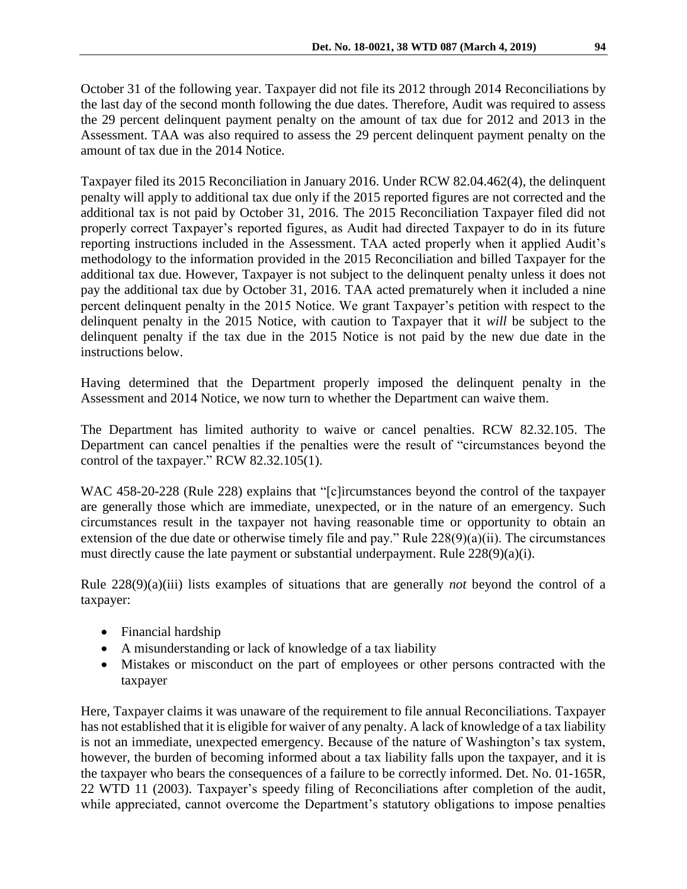October 31 of the following year. Taxpayer did not file its 2012 through 2014 Reconciliations by the last day of the second month following the due dates. Therefore, Audit was required to assess the 29 percent delinquent payment penalty on the amount of tax due for 2012 and 2013 in the Assessment. TAA was also required to assess the 29 percent delinquent payment penalty on the amount of tax due in the 2014 Notice.

Taxpayer filed its 2015 Reconciliation in January 2016. Under RCW 82.04.462(4), the delinquent penalty will apply to additional tax due only if the 2015 reported figures are not corrected and the additional tax is not paid by October 31, 2016. The 2015 Reconciliation Taxpayer filed did not properly correct Taxpayer's reported figures, as Audit had directed Taxpayer to do in its future reporting instructions included in the Assessment. TAA acted properly when it applied Audit's methodology to the information provided in the 2015 Reconciliation and billed Taxpayer for the additional tax due. However, Taxpayer is not subject to the delinquent penalty unless it does not pay the additional tax due by October 31, 2016. TAA acted prematurely when it included a nine percent delinquent penalty in the 2015 Notice. We grant Taxpayer's petition with respect to the delinquent penalty in the 2015 Notice, with caution to Taxpayer that it *will* be subject to the delinquent penalty if the tax due in the 2015 Notice is not paid by the new due date in the instructions below.

Having determined that the Department properly imposed the delinquent penalty in the Assessment and 2014 Notice, we now turn to whether the Department can waive them.

The Department has limited authority to waive or cancel penalties. RCW 82.32.105. The Department can cancel penalties if the penalties were the result of "circumstances beyond the control of the taxpayer." RCW 82.32.105(1).

WAC 458-20-228 (Rule 228) explains that "[c]ircumstances beyond the control of the taxpayer are generally those which are immediate, unexpected, or in the nature of an emergency. Such circumstances result in the taxpayer not having reasonable time or opportunity to obtain an extension of the due date or otherwise timely file and pay." Rule 228(9)(a)(ii). The circumstances must directly cause the late payment or substantial underpayment. Rule 228(9)(a)(i).

Rule 228(9)(a)(iii) lists examples of situations that are generally *not* beyond the control of a taxpayer:

- Financial hardship
- A misunderstanding or lack of knowledge of a tax liability
- Mistakes or misconduct on the part of employees or other persons contracted with the taxpayer

Here, Taxpayer claims it was unaware of the requirement to file annual Reconciliations. Taxpayer has not established that it is eligible for waiver of any penalty. A lack of knowledge of a tax liability is not an immediate, unexpected emergency. Because of the nature of Washington's tax system, however, the burden of becoming informed about a tax liability falls upon the taxpayer, and it is the taxpayer who bears the consequences of a failure to be correctly informed. Det. No. 01-165R, 22 WTD 11 (2003). Taxpayer's speedy filing of Reconciliations after completion of the audit, while appreciated, cannot overcome the Department's statutory obligations to impose penalties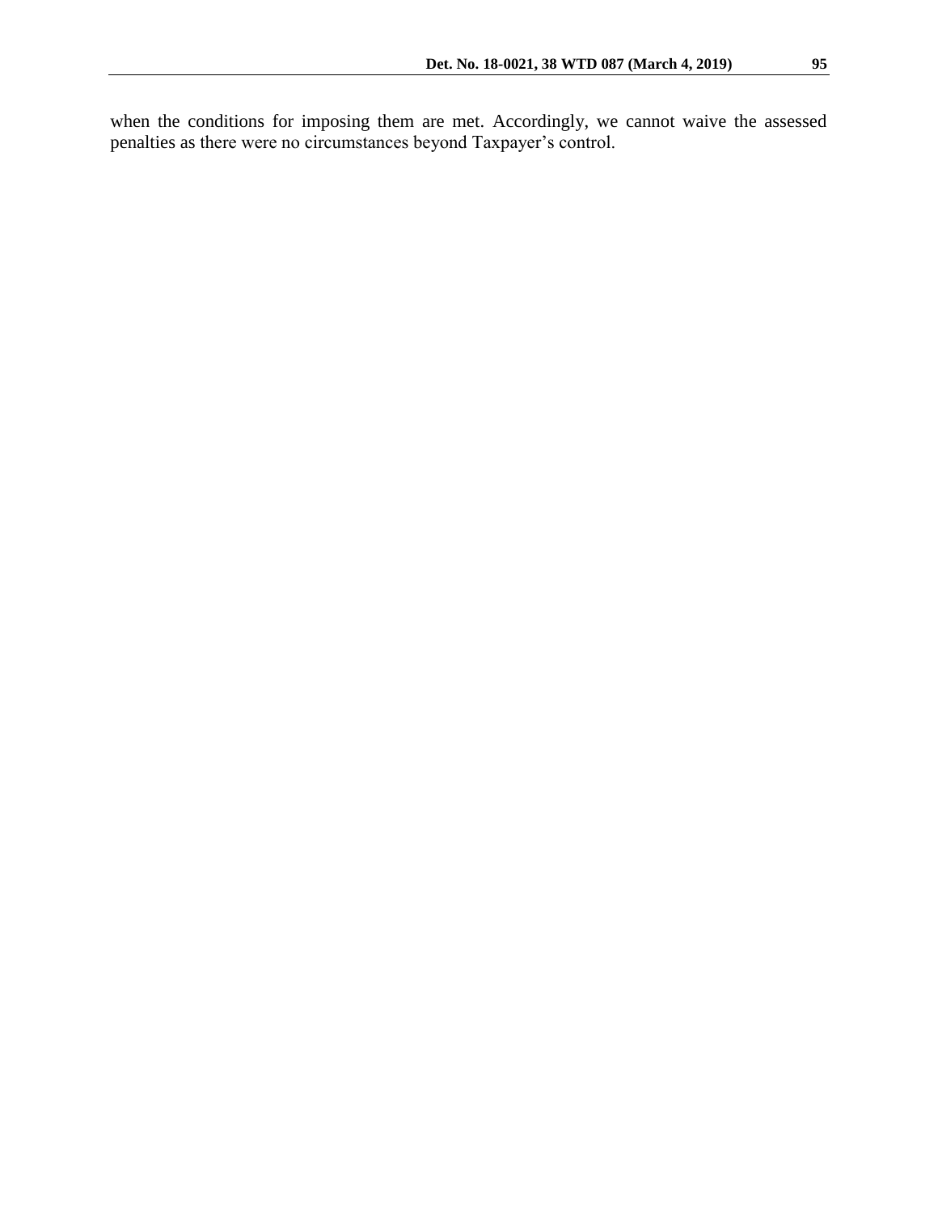when the conditions for imposing them are met. Accordingly, we cannot waive the assessed penalties as there were no circumstances beyond Taxpayer's control.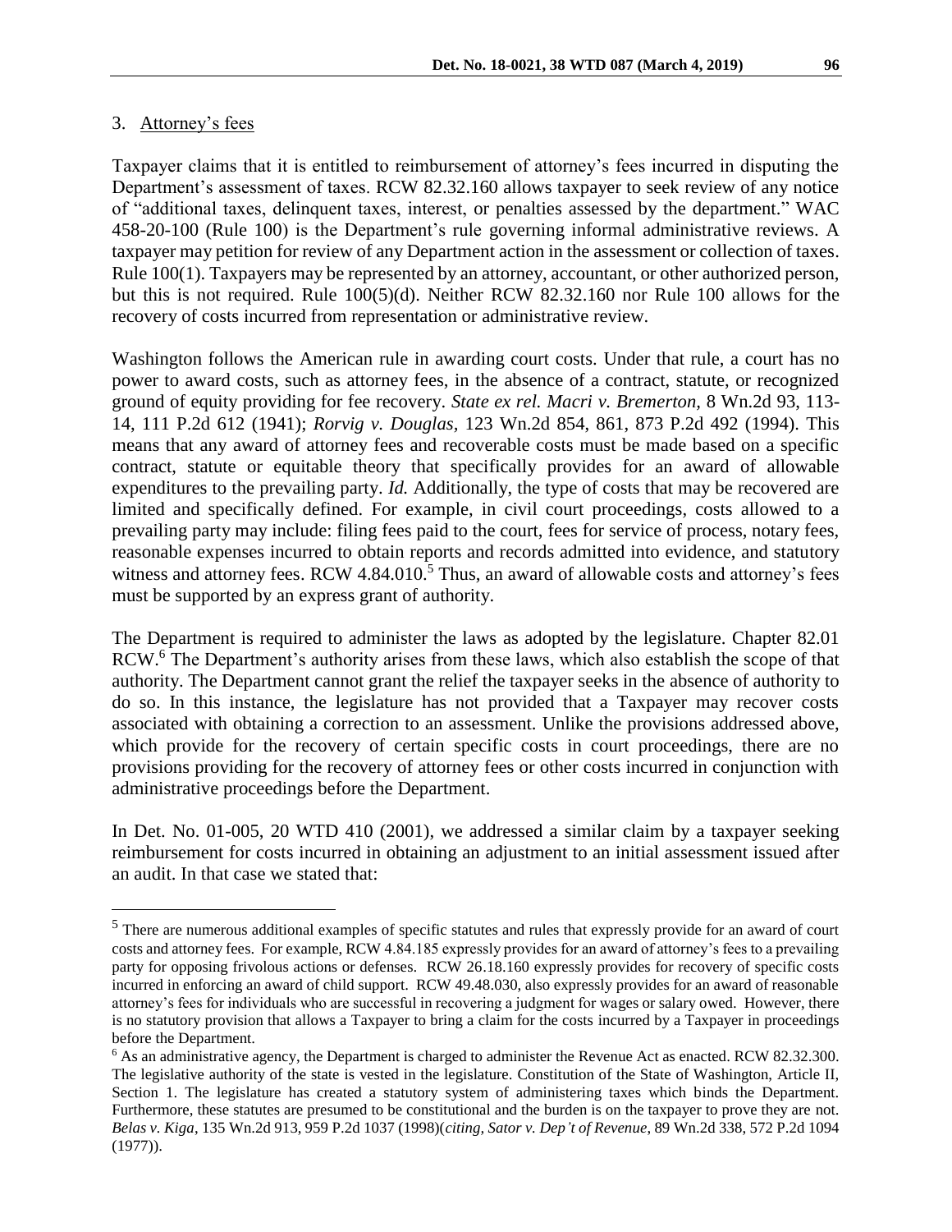3. Attorney's fees

Taxpayer claims that it is entitled to reimbursement of attorney's fees incurred in disputing the Department's assessment of taxes. RCW 82.32.160 allows taxpayer to seek review of any notice of "additional taxes, delinquent taxes, interest, or penalties assessed by the department." WAC 458-20-100 (Rule 100) is the Department's rule governing informal administrative reviews. A taxpayer may petition for review of any Department action in the assessment or collection of taxes. Rule 100(1). Taxpayers may be represented by an attorney, accountant, or other authorized person, but this is not required. Rule 100(5)(d). Neither RCW 82.32.160 nor Rule 100 allows for the recovery of costs incurred from representation or administrative review.

Washington follows the American rule in awarding court costs. Under that rule, a court has no power to award costs, such as attorney fees, in the absence of a contract, statute, or recognized ground of equity providing for fee recovery. *State ex rel. Macri v. Bremerton,* 8 Wn.2d 93, 113-14, 111 P.2d 612 (1941); *Rorvig v. Douglas,* 123 Wn.2d 854, 861, 873 P.2d 492 (1994). This means that any award of attorney fees and recoverable costs must be made based on a specific contract, statute or equitable theory that specifically provides for an award of allowable expenditures to the prevailing party. *Id.* Additionally, the type of costs that may be recovered are limited and specifically defined. For example, in civil court proceedings, costs allowed to a prevailing party may include: filing fees paid to the court, fees for service of process, notary fees, reasonable expenses incurred to obtain reports and records admitted into evidence, and statutory witness and attorney fees. RCW 4.84.010.[5] Thus, an award of allowable costs and attorney's fees must be supported by an express grant of authority.

The Department is required to administer the laws as adopted by the legislature. Chapter 82.01 RCW.[6] The Department's authority arises from these laws, which also establish the scope of that authority. The Department cannot grant the relief the taxpayer seeks in the absence of authority to do so. In this instance, the legislature has not provided that a Taxpayer may recover costs associated with obtaining a correction to an assessment. Unlike the provisions addressed above, which provide for the recovery of certain specific costs in court proceedings, there are no provisions providing for the recovery of attorney fees or other costs incurred in conjunction with administrative proceedings before the Department.

In Det. No. 01-005, 20 WTD 410 (2001), we addressed a similar claim by a taxpayer seeking reimbursement for costs incurred in obtaining an adjustment to an initial assessment issued after an audit. In that case we stated that:

---

[5] There are numerous additional examples of specific statutes and rules that expressly provide for an award of court costs and attorney fees. For example, RCW 4.84.185 expressly provides for an award of attorney's fees to a prevailing party for opposing frivolous actions or defenses. RCW 26.18.160 expressly provides for recovery of specific costs incurred in enforcing an award of child support. RCW 49.48.030, also expressly provides for an award of reasonable attorney's fees for individuals who are successful in recovering a judgment for wages or salary owed. However, there is no statutory provision that allows a Taxpayer to bring a claim for the costs incurred by a Taxpayer in proceedings before the Department.

[6] As an administrative agency, the Department is charged to administer the Revenue Act as enacted. RCW 82.32.300. The legislative authority of the state is vested in the legislature. Constitution of the State of Washington, Article II, Section 1. The legislature has created a statutory system of administering taxes which binds the Department. Furthermore, these statutes are presumed to be constitutional and the burden is on the taxpayer to prove they are not. *Belas v. Kiga*, 135 Wn.2d 913, 959 P.2d 1037 (1998)(*citing, Sator v. Dep't of Revenue*, 89 Wn.2d 338, 572 P.2d 1094 (1977)).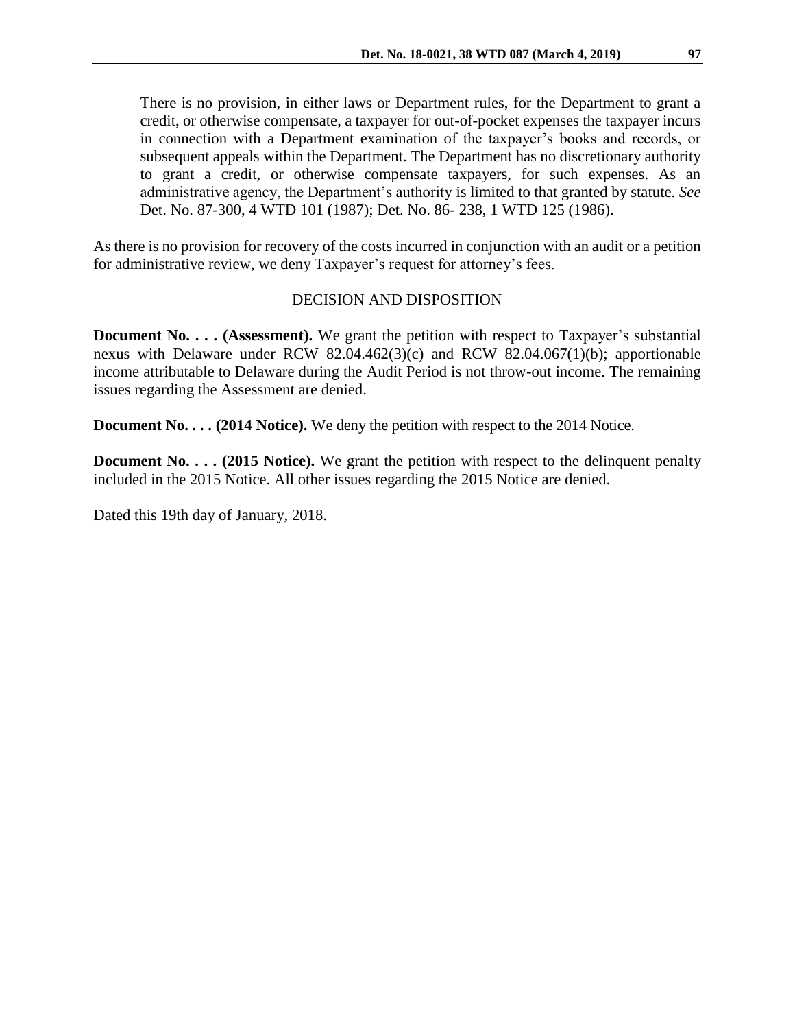> There is no provision, in either laws or Department rules, for the Department to grant a credit, or otherwise compensate, a taxpayer for out-of-pocket expenses the taxpayer incurs in connection with a Department examination of the taxpayer's books and records, or subsequent appeals within the Department. The Department has no discretionary authority to grant a credit, or otherwise compensate taxpayers, for such expenses. As an administrative agency, the Department's authority is limited to that granted by statute. *See* Det. No. 87-300, 4 WTD 101 (1987); Det. No. 86- 238, 1 WTD 125 (1986).

As there is no provision for recovery of the costs incurred in conjunction with an audit or a petition for administrative review, we deny Taxpayer's request for attorney's fees.

## DECISION AND DISPOSITION

**Document No. . . . (Assessment).** We grant the petition with respect to Taxpayer's substantial nexus with Delaware under RCW 82.04.462(3)(c) and RCW 82.04.067(1)(b); apportionable income attributable to Delaware during the Audit Period is not throw-out income. The remaining issues regarding the Assessment are denied.

**Document No. . . . (2014 Notice).** We deny the petition with respect to the 2014 Notice.

**Document No. . . . (2015 Notice).** We grant the petition with respect to the delinquent penalty included in the 2015 Notice. All other issues regarding the 2015 Notice are denied.

Dated this 19th day of January, 2018.